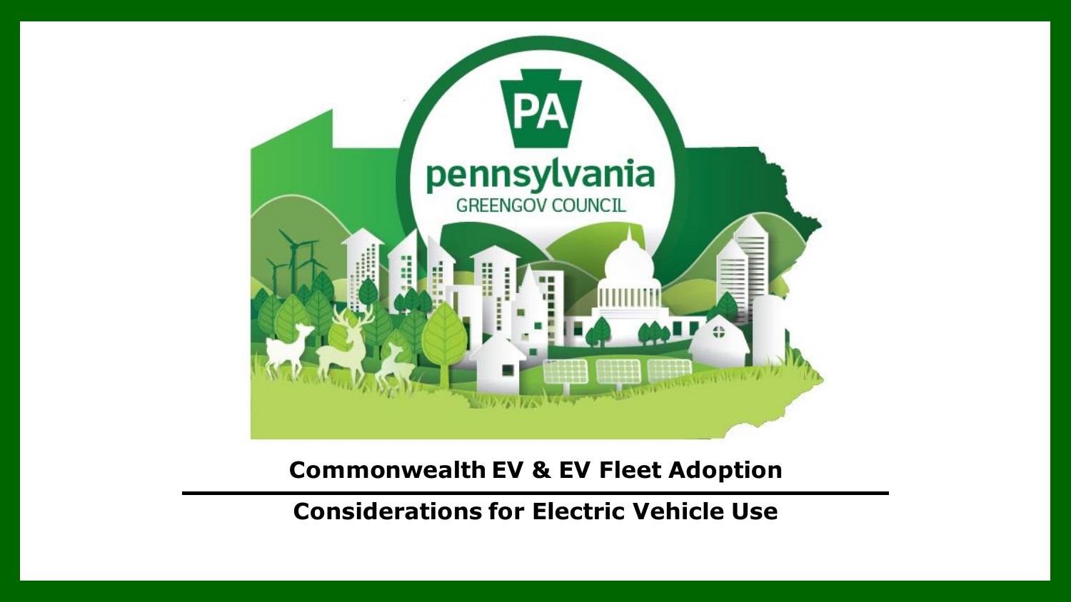PA

pennsylvania
GREENGOV COUNCIL

# Commonwealth EV & EV Fleet Adoption

## Considerations for Electric Vehicle Use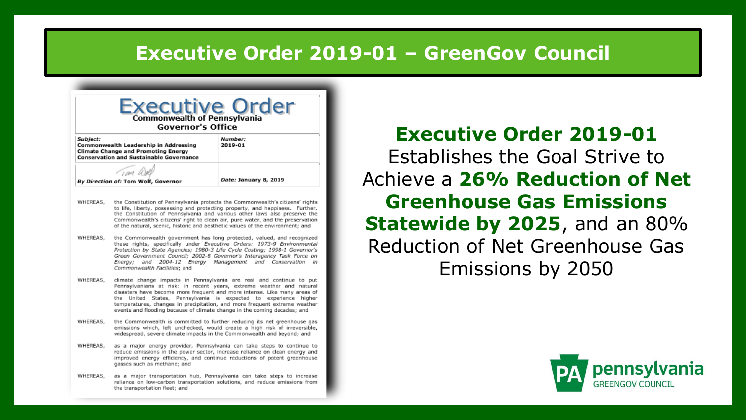# Executive Order 2019-01 – GreenGov Council

**Executive Order**
**Commonwealth of Pennsylvania**
**Governor's Office**

| **Subject:** Commonwealth Leadership in Addressing Climate Change and Promoting Energy Conservation and Sustainable Governance | **Number:** 2019-01 |
| --- | --- |
| ***By Direction of:*** **Tom Wolf, Governor** | ***Date:*** **January 8, 2019** |

WHEREAS, the Constitution of Pennsylvania protects the Commonwealth's citizens' rights to life, liberty, possessing and protecting property, and happiness. Further, the Constitution of Pennsylvania and various other laws also preserve the Commonwealth's citizens' right to clean air, pure water, and the preservation of the natural, scenic, historic and aesthetic values of the environment; and

WHEREAS, the Commonwealth government has long protected, valued, and recognized these rights, specifically under *Executive Orders: 1973-9 Environmental Protection by State Agencies; 1980-3 Life Cycle Costing; 1998-1 Governor's Green Government Council; 2002-8 Governor's Interagency Task Force on Energy; and 2004-12 Energy Management and Conservation in Commonwealth Facilities*; and

WHEREAS, climate change impacts in Pennsylvania are real and continue to put Pennsylvanians at risk: in recent years, extreme weather and natural disasters have become more frequent and more intense. Like many areas of the United States, Pennsylvania is expected to experience higher temperatures, changes in precipitation, and more frequent extreme weather events and flooding because of climate change in the coming decades; and

WHEREAS, the Commonwealth is committed to further reducing its net greenhouse gas emissions which, left unchecked, would create a high risk of irreversible, widespread, severe climate impacts in the Commonwealth and beyond; and

WHEREAS, as a major energy provider, Pennsylvania can take steps to continue to reduce emissions in the power sector, increase reliance on clean energy and improved energy efficiency, and continue reductions of potent greenhouse gasses such as methane; and

WHEREAS, as a major transportation hub, Pennsylvania can take steps to increase reliance on low-carbon transportation solutions, and reduce emissions from the transportation fleet; and

**Executive Order 2019-01**
Establishes the Goal Strive to Achieve a **26% Reduction of Net Greenhouse Gas Emissions Statewide by 2025**, and an 80% Reduction of Net Greenhouse Gas Emissions by 2050

PA pennsylvania GREENGOV COUNCIL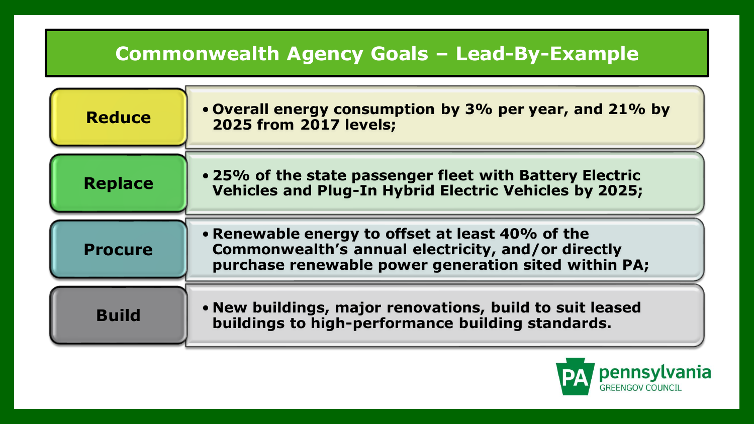# Commonwealth Agency Goals – Lead-By-Example

| | |
|---|---|
| **Reduce** | • **Overall energy consumption by 3% per year, and 21% by 2025 from 2017 levels;** |
| **Replace** | • **25% of the state passenger fleet with Battery Electric Vehicles and Plug-In Hybrid Electric Vehicles by 2025;** |
| **Procure** | • **Renewable energy to offset at least 40% of the Commonwealth's annual electricity, and/or directly purchase renewable power generation sited within PA;** |
| **Build** | • **New buildings, major renovations, build to suit leased buildings to high-performance building standards.** |

PA pennsylvania GREENGOV COUNCIL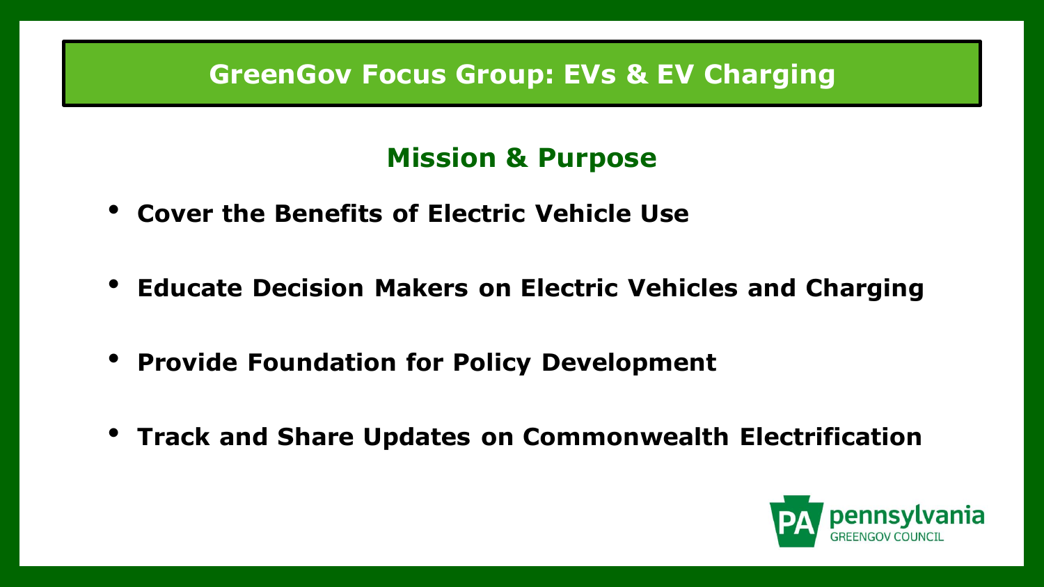# GreenGov Focus Group: EVs & EV Charging

## Mission & Purpose

- **Cover the Benefits of Electric Vehicle Use**
- **Educate Decision Makers on Electric Vehicles and Charging**
- **Provide Foundation for Policy Development**
- **Track and Share Updates on Commonwealth Electrification**

PA pennsylvania GREENGOV COUNCIL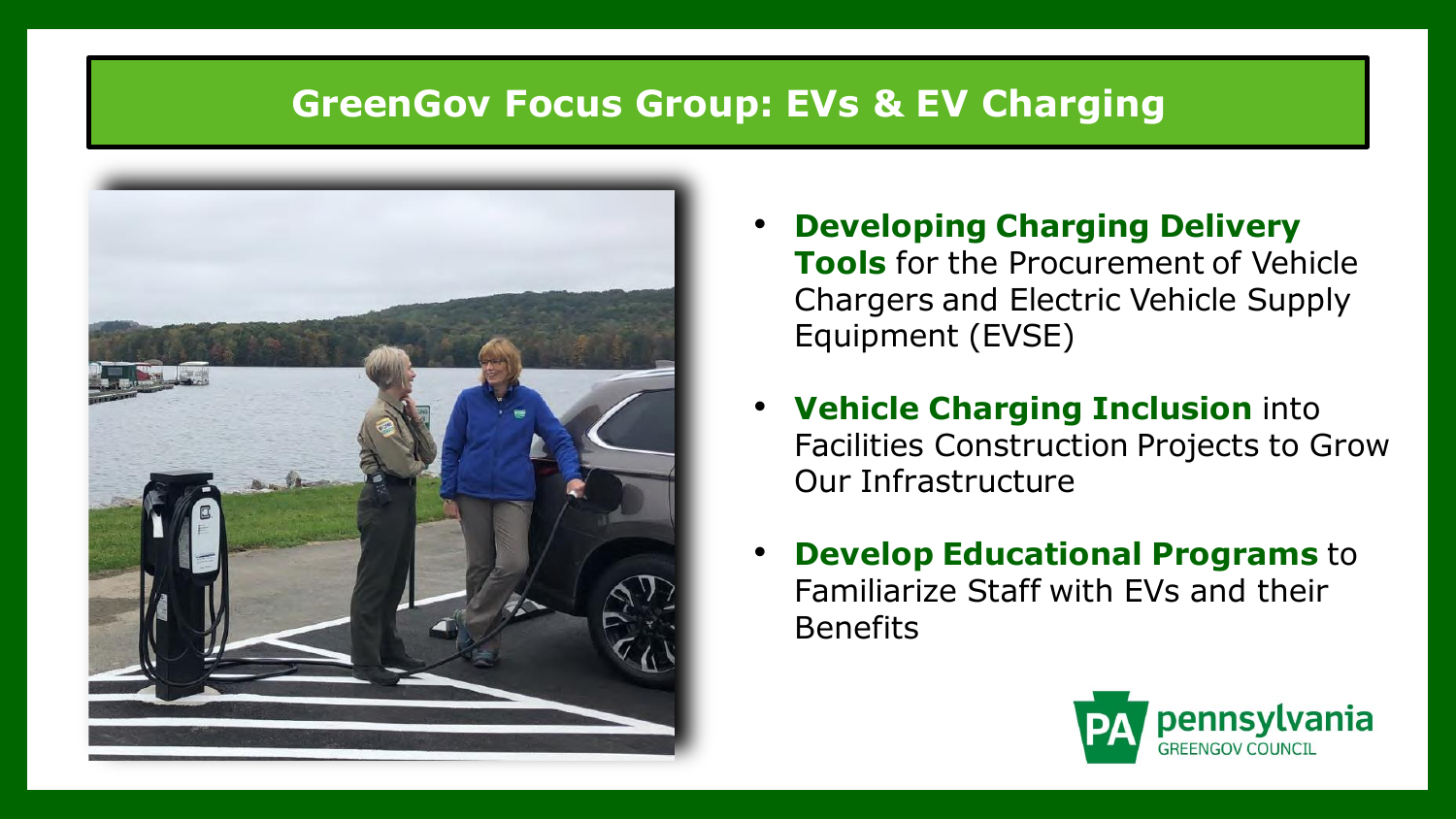# GreenGov Focus Group: EVs & EV Charging

- **Developing Charging Delivery Tools** for the Procurement of Vehicle Chargers and Electric Vehicle Supply Equipment (EVSE)
- **Vehicle Charging Inclusion** into Facilities Construction Projects to Grow Our Infrastructure
- **Develop Educational Programs** to Familiarize Staff with EVs and their Benefits

PA pennsylvania GREENGOV COUNCIL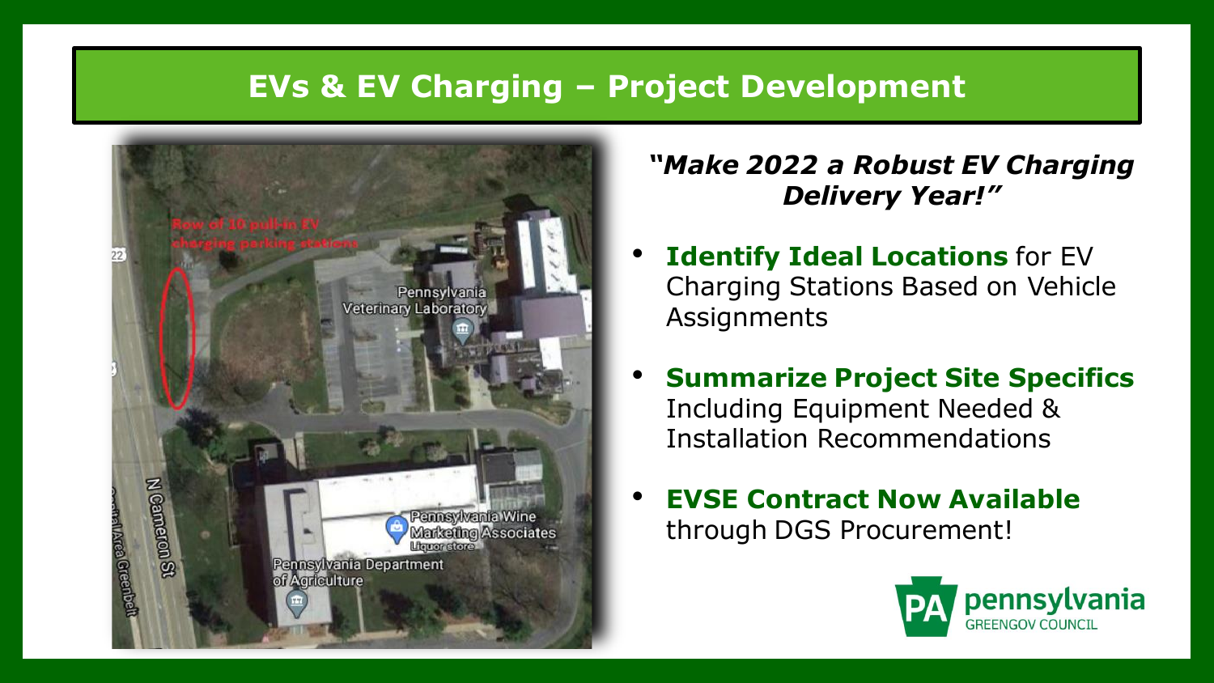# EVs & EV Charging – Project Development

***"Make 2022 a Robust EV Charging Delivery Year!"***

- **Identify Ideal Locations** for EV Charging Stations Based on Vehicle Assignments
- **Summarize Project Site Specifics** Including Equipment Needed & Installation Recommendations
- **EVSE Contract Now Available** through DGS Procurement!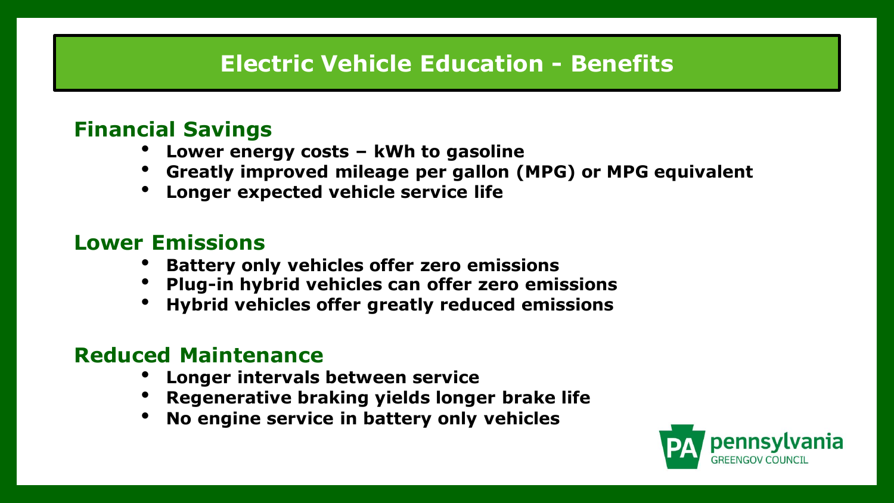# Electric Vehicle Education - Benefits

## Financial Savings

- **Lower energy costs – kWh to gasoline**
- **Greatly improved mileage per gallon (MPG) or MPG equivalent**
- **Longer expected vehicle service life**

## Lower Emissions

- **Battery only vehicles offer zero emissions**
- **Plug-in hybrid vehicles can offer zero emissions**
- **Hybrid vehicles offer greatly reduced emissions**

## Reduced Maintenance

- **Longer intervals between service**
- **Regenerative braking yields longer brake life**
- **No engine service in battery only vehicles**

PA pennsylvania GREENGOV COUNCIL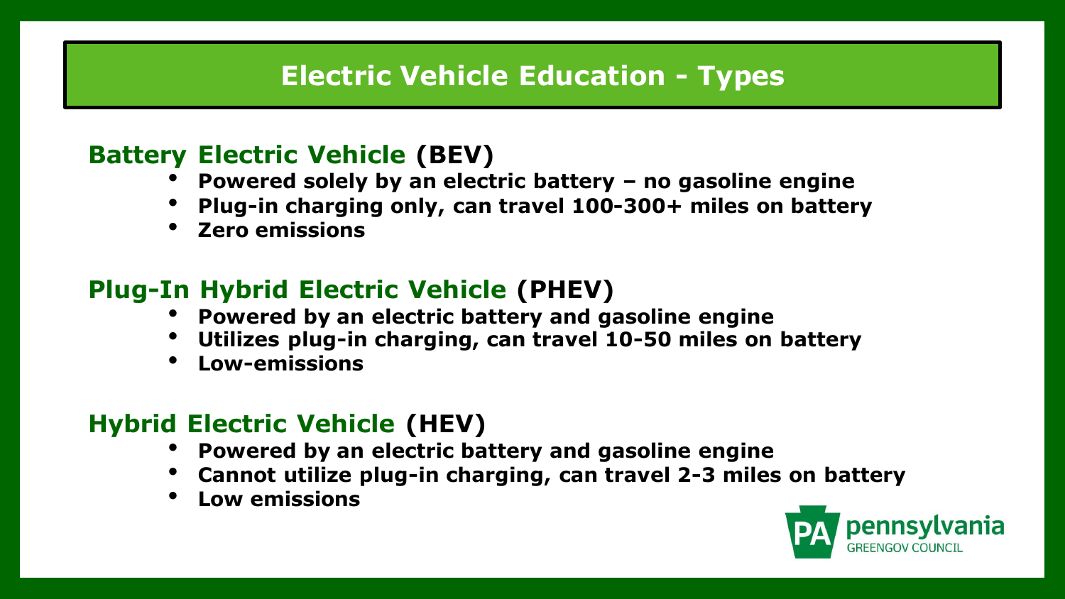# Electric Vehicle Education - Types

## Battery Electric Vehicle (BEV)

- **Powered solely by an electric battery – no gasoline engine**
- **Plug-in charging only, can travel 100-300+ miles on battery**
- **Zero emissions**

## Plug-In Hybrid Electric Vehicle (PHEV)

- **Powered by an electric battery and gasoline engine**
- **Utilizes plug-in charging, can travel 10-50 miles on battery**
- **Low-emissions**

## Hybrid Electric Vehicle (HEV)

- **Powered by an electric battery and gasoline engine**
- **Cannot utilize plug-in charging, can travel 2-3 miles on battery**
- **Low emissions**

PA pennsylvania GREENGOV COUNCIL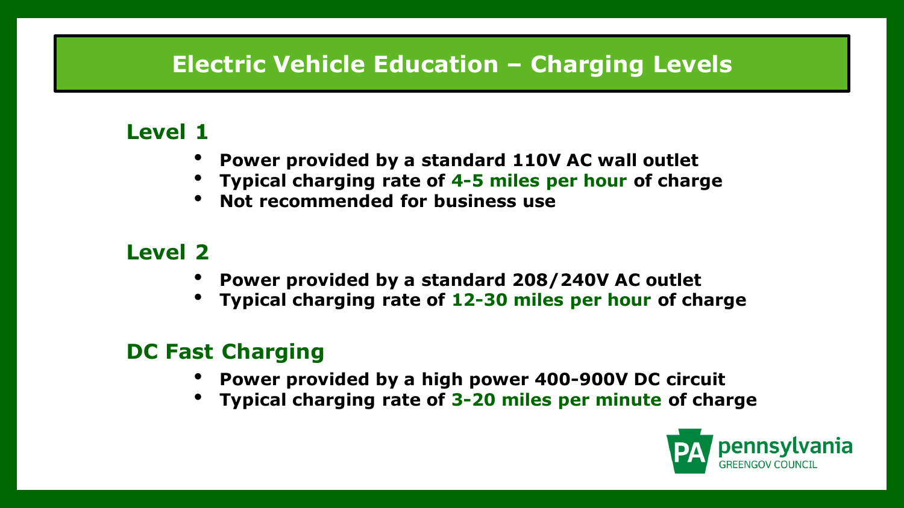# Electric Vehicle Education – Charging Levels

## Level 1

- **Power provided by a standard 110V AC wall outlet**
- **Typical charging rate of 4-5 miles per hour of charge**
- **Not recommended for business use**

## Level 2

- **Power provided by a standard 208/240V AC outlet**
- **Typical charging rate of 12-30 miles per hour of charge**

## DC Fast Charging

- **Power provided by a high power 400-900V DC circuit**
- **Typical charging rate of 3-20 miles per minute of charge**

PA pennsylvania GREENGOV COUNCIL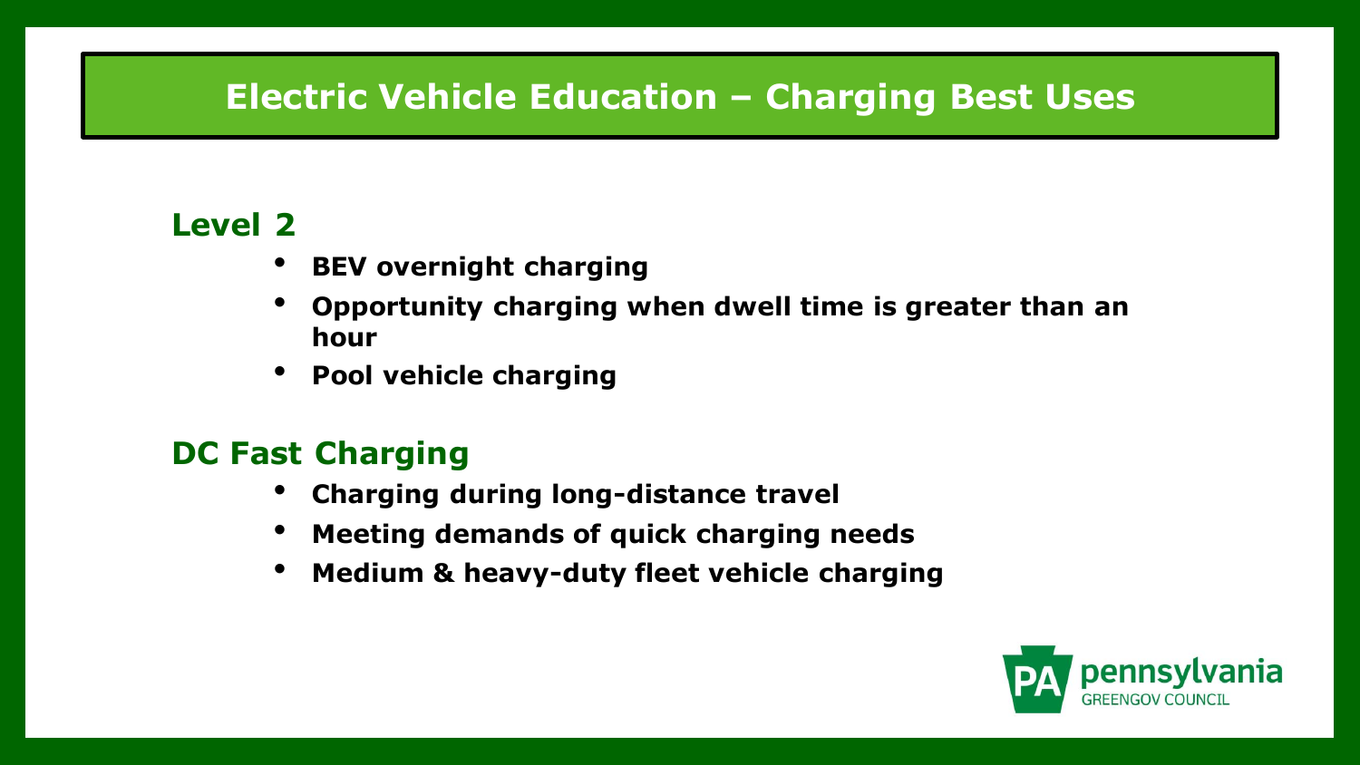# Electric Vehicle Education – Charging Best Uses

## Level 2

- **BEV overnight charging**
- **Opportunity charging when dwell time is greater than an hour**
- **Pool vehicle charging**

## DC Fast Charging

- **Charging during long-distance travel**
- **Meeting demands of quick charging needs**
- **Medium & heavy-duty fleet vehicle charging**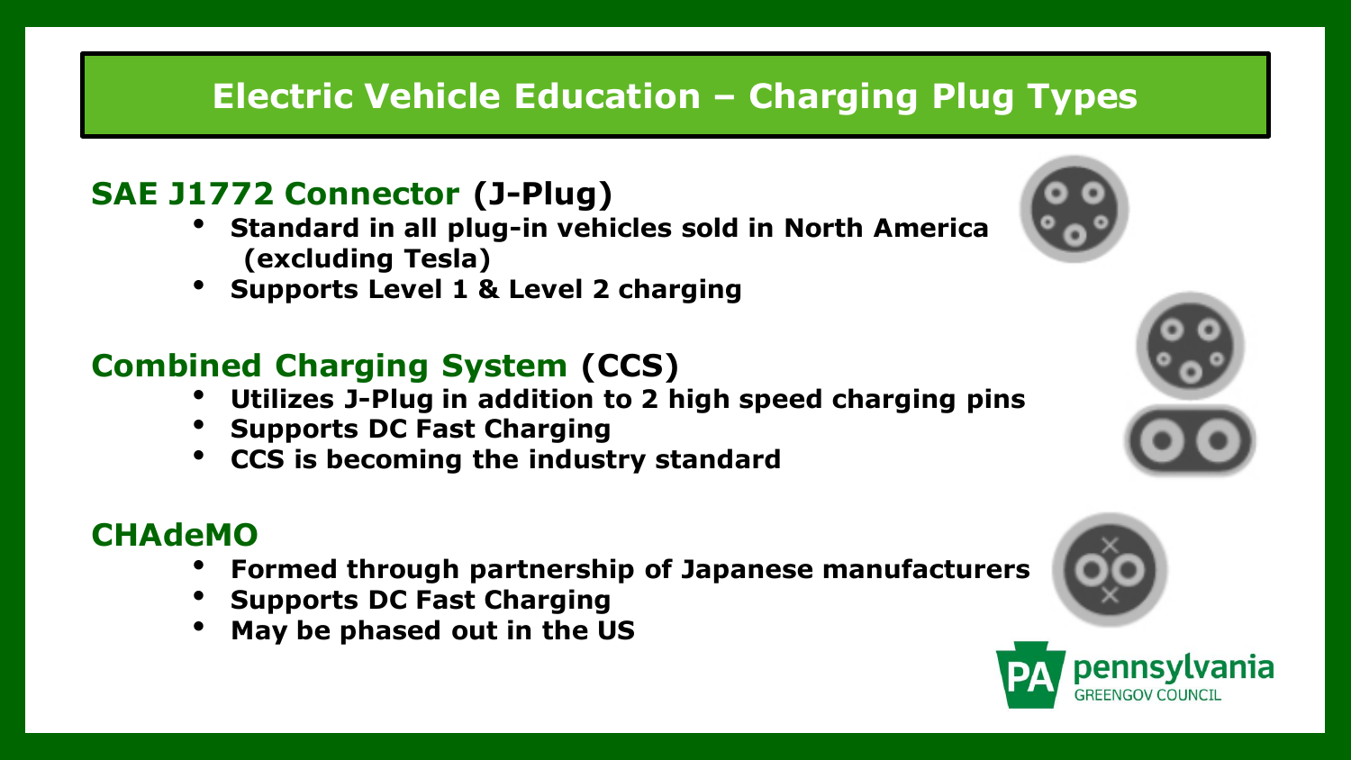# Electric Vehicle Education – Charging Plug Types

## SAE J1772 Connector (J-Plug)

- Standard in all plug-in vehicles sold in North America (excluding Tesla)
- Supports Level 1 & Level 2 charging

## Combined Charging System (CCS)

- Utilizes J-Plug in addition to 2 high speed charging pins
- Supports DC Fast Charging
- CCS is becoming the industry standard

## CHAdeMO

- Formed through partnership of Japanese manufacturers
- Supports DC Fast Charging
- May be phased out in the US

PA pennsylvania GREENGOV COUNCIL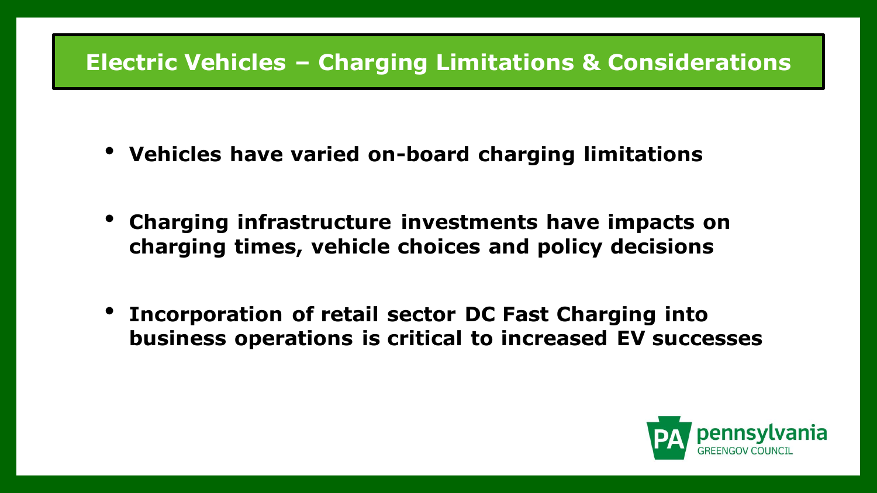## Electric Vehicles – Charging Limitations & Considerations

- **Vehicles have varied on-board charging limitations**
- **Charging infrastructure investments have impacts on charging times, vehicle choices and policy decisions**
- **Incorporation of retail sector DC Fast Charging into business operations is critical to increased EV successes**

PA pennsylvania GREENGOV COUNCIL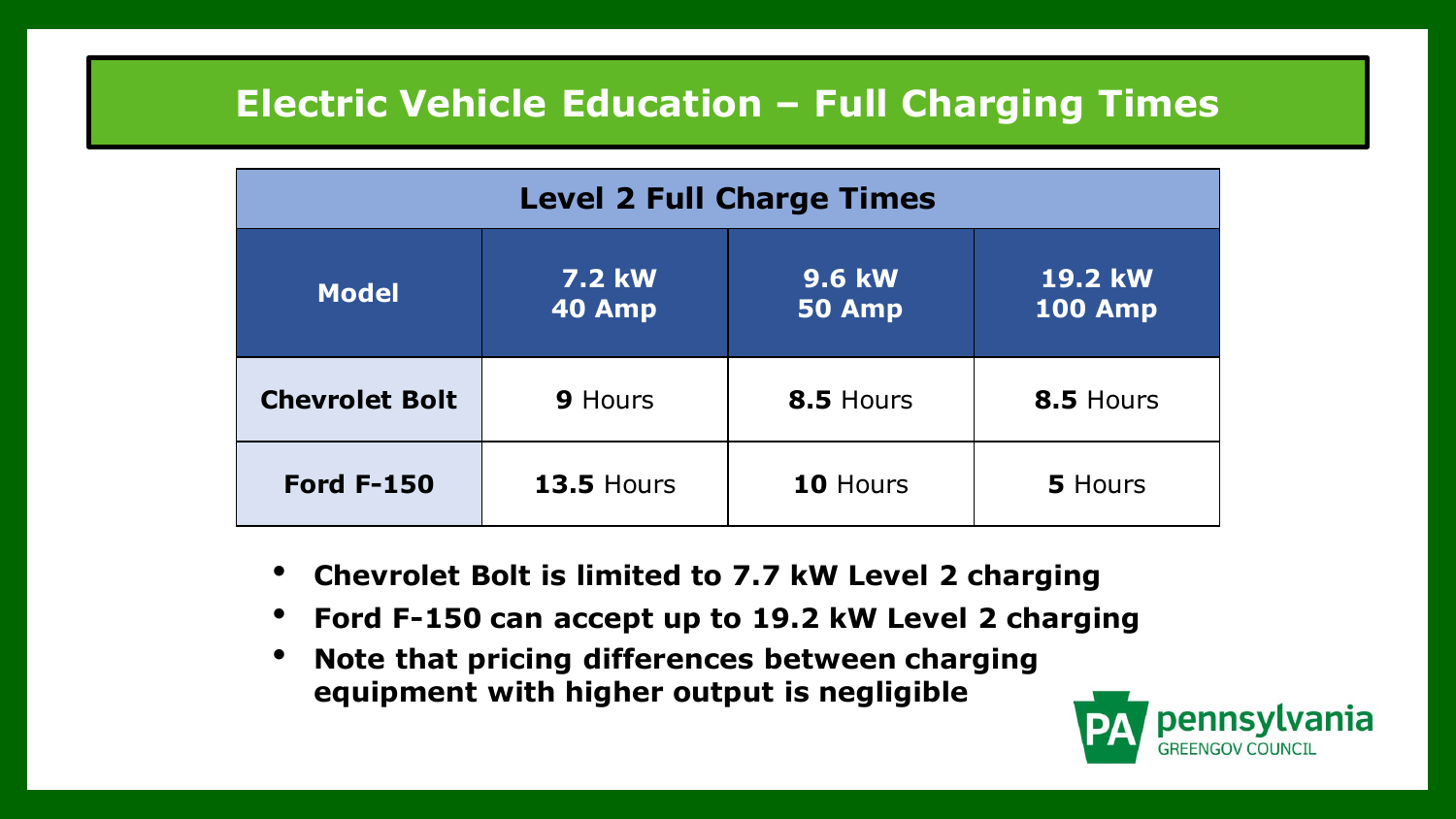# Electric Vehicle Education – Full Charging Times

| Level 2 Full Charge Times | | | |
|---|---|---|---|
| **Model** | **7.2 kW 40 Amp** | **9.6 kW 50 Amp** | **19.2 kW 100 Amp** |
| **Chevrolet Bolt** | **9** Hours | **8.5** Hours | **8.5** Hours |
| **Ford F-150** | **13.5** Hours | **10** Hours | **5** Hours |

- **Chevrolet Bolt is limited to 7.7 kW Level 2 charging**
- **Ford F-150 can accept up to 19.2 kW Level 2 charging**
- **Note that pricing differences between charging equipment with higher output is negligible**

PA pennsylvania GREENGOV COUNCIL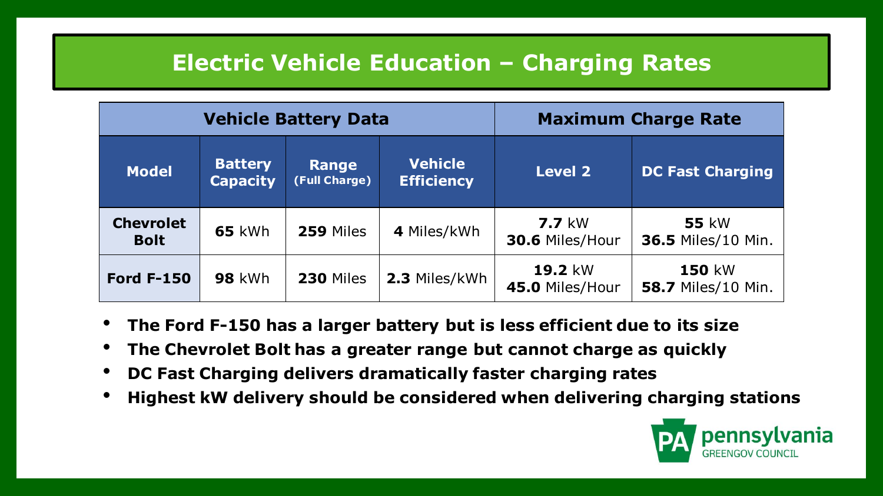# Electric Vehicle Education – Charging Rates

| Vehicle Battery Data | | | | Maximum Charge Rate | |
|---|---|---|---|---|---|
| **Model** | **Battery Capacity** | **Range (Full Charge)** | **Vehicle Efficiency** | **Level 2** | **DC Fast Charging** |
| **Chevrolet Bolt** | **65** kWh | **259** Miles | **4** Miles/kWh | **7.7** kW **30.6** Miles/Hour | **55** kW **36.5** Miles/10 Min. |
| **Ford F-150** | **98** kWh | **230** Miles | **2.3** Miles/kWh | **19.2** kW **45.0** Miles/Hour | **150** kW **58.7** Miles/10 Min. |

- **The Ford F-150 has a larger battery but is less efficient due to its size**
- **The Chevrolet Bolt has a greater range but cannot charge as quickly**
- **DC Fast Charging delivers dramatically faster charging rates**
- **Highest kW delivery should be considered when delivering charging stations**

PA pennsylvania GREENGOV COUNCIL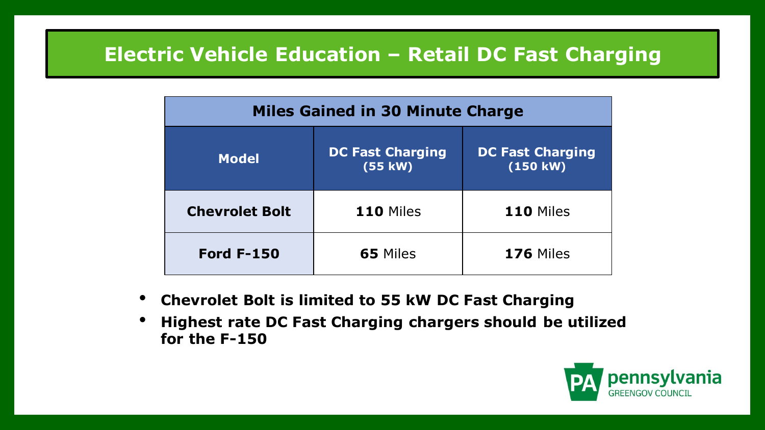# Electric Vehicle Education – Retail DC Fast Charging

| Miles Gained in 30 Minute Charge | | |
|---|---|---|
| **Model** | **DC Fast Charging (55 kW)** | **DC Fast Charging (150 kW)** |
| **Chevrolet Bolt** | **110** Miles | **110** Miles |
| **Ford F-150** | **65** Miles | **176** Miles |

- **Chevrolet Bolt is limited to 55 kW DC Fast Charging**
- **Highest rate DC Fast Charging chargers should be utilized for the F-150**

pennsylvania GREENGOV COUNCIL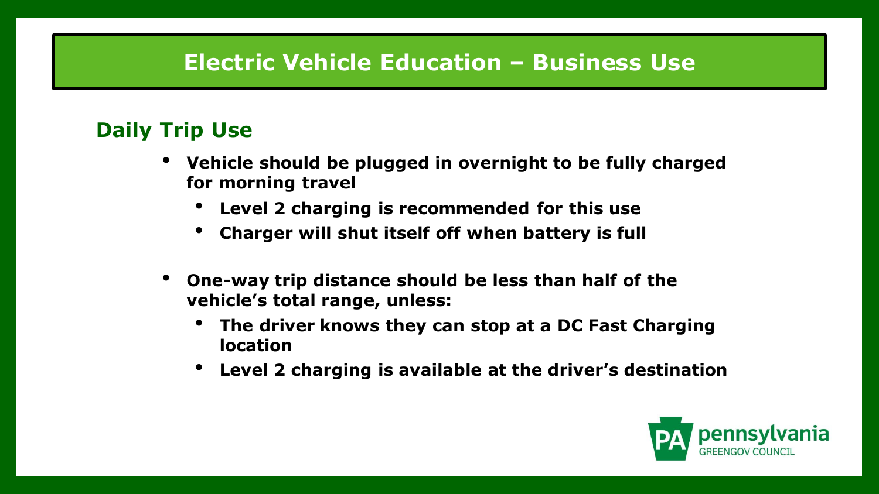# Electric Vehicle Education – Business Use

## Daily Trip Use

- **Vehicle should be plugged in overnight to be fully charged for morning travel**
  - **Level 2 charging is recommended for this use**
  - **Charger will shut itself off when battery is full**
- **One-way trip distance should be less than half of the vehicle's total range, unless:**
  - **The driver knows they can stop at a DC Fast Charging location**
  - **Level 2 charging is available at the driver's destination**

PA pennsylvania GREENGOV COUNCIL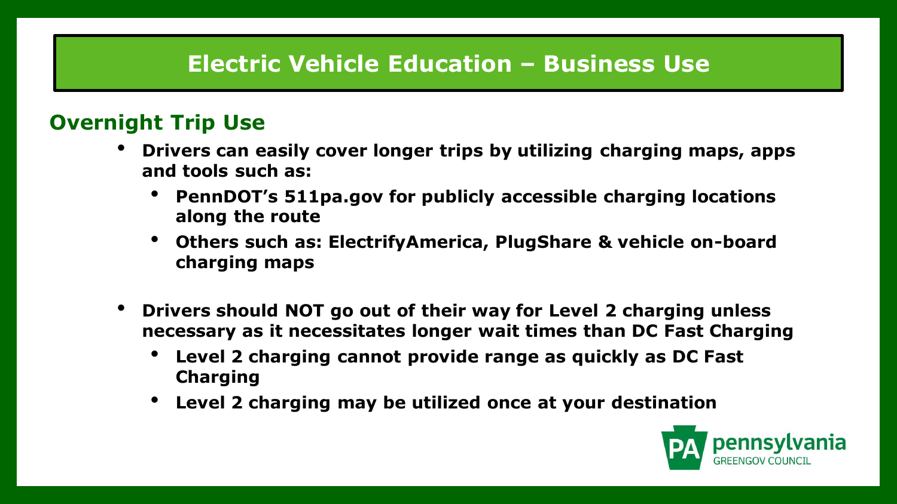# Electric Vehicle Education – Business Use

## Overnight Trip Use

- **Drivers can easily cover longer trips by utilizing charging maps, apps and tools such as:**
  - **PennDOT's 511pa.gov for publicly accessible charging locations along the route**
  - **Others such as: ElectrifyAmerica, PlugShare & vehicle on-board charging maps**

- **Drivers should NOT go out of their way for Level 2 charging unless necessary as it necessitates longer wait times than DC Fast Charging**
  - **Level 2 charging cannot provide range as quickly as DC Fast Charging**
  - **Level 2 charging may be utilized once at your destination**

PA pennsylvania GREENGOV COUNCIL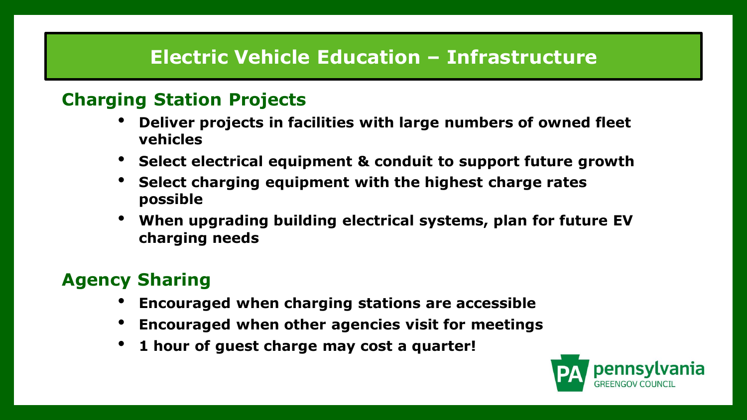# Electric Vehicle Education – Infrastructure

## Charging Station Projects

- **Deliver projects in facilities with large numbers of owned fleet vehicles**
- **Select electrical equipment & conduit to support future growth**
- **Select charging equipment with the highest charge rates possible**
- **When upgrading building electrical systems, plan for future EV charging needs**

## Agency Sharing

- **Encouraged when charging stations are accessible**
- **Encouraged when other agencies visit for meetings**
- **1 hour of guest charge may cost a quarter!**

PA pennsylvania GREENGOV COUNCIL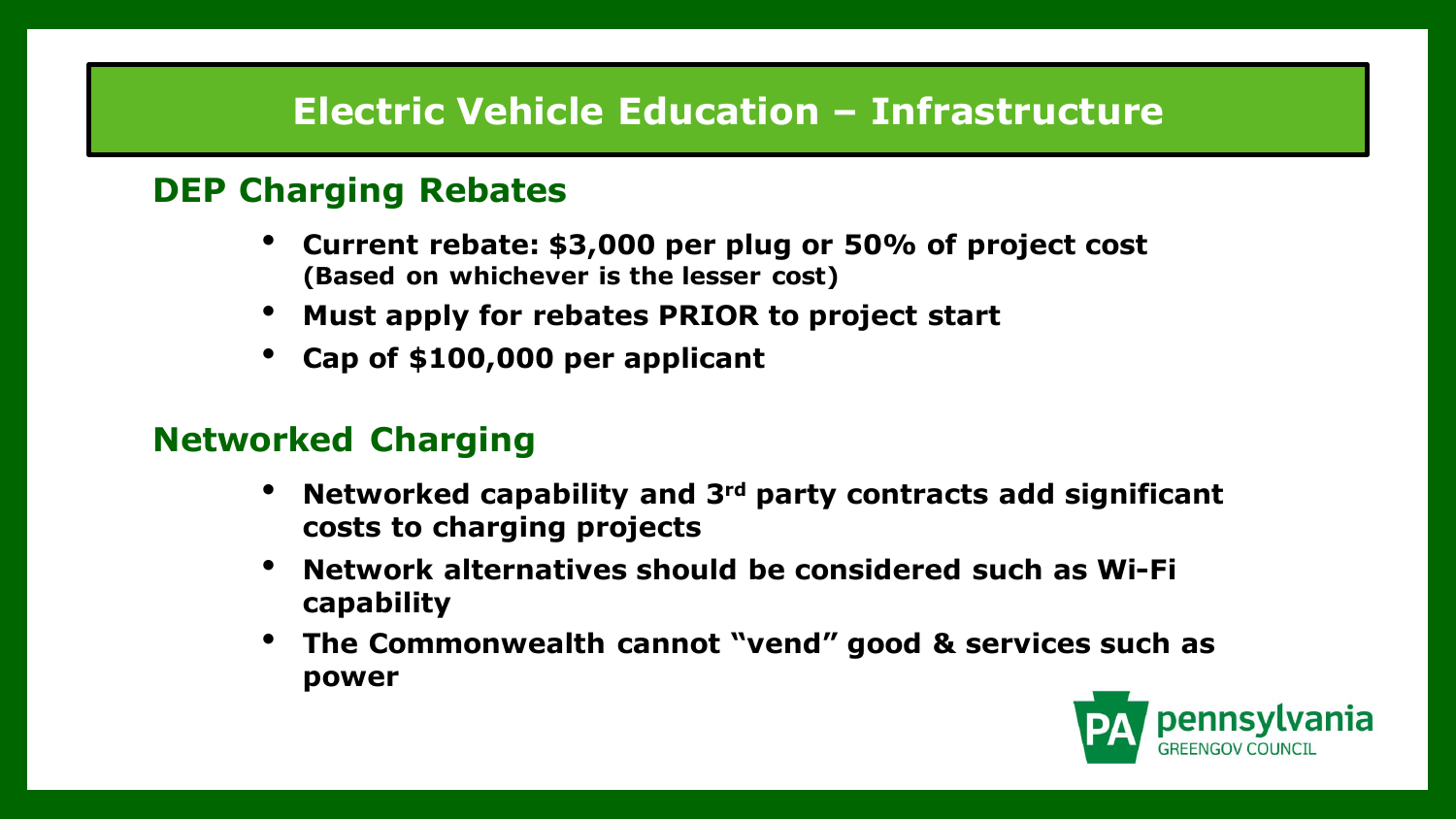# Electric Vehicle Education – Infrastructure

## DEP Charging Rebates

- **Current rebate: $3,000 per plug or 50% of project cost (Based on whichever is the lesser cost)**
- **Must apply for rebates PRIOR to project start**
- **Cap of $100,000 per applicant**

## Networked Charging

- **Networked capability and 3rd party contracts add significant costs to charging projects**
- **Network alternatives should be considered such as Wi-Fi capability**
- **The Commonwealth cannot "vend" good & services such as power**

PA pennsylvania GREENGOV COUNCIL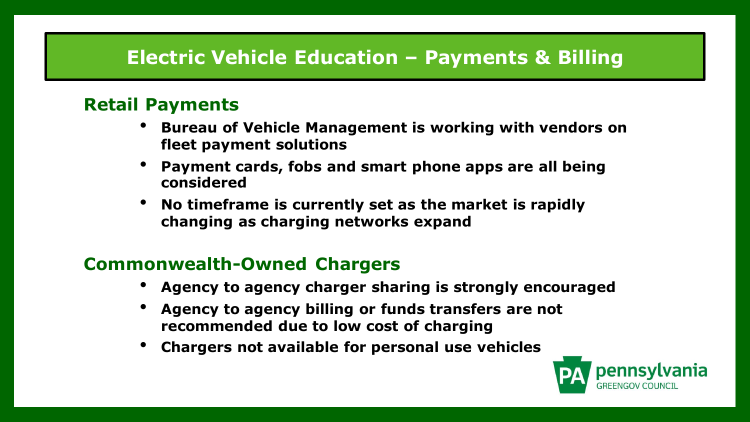# Electric Vehicle Education – Payments & Billing

## Retail Payments

- **Bureau of Vehicle Management is working with vendors on fleet payment solutions**
- **Payment cards, fobs and smart phone apps are all being considered**
- **No timeframe is currently set as the market is rapidly changing as charging networks expand**

## Commonwealth-Owned Chargers

- **Agency to agency charger sharing is strongly encouraged**
- **Agency to agency billing or funds transfers are not recommended due to low cost of charging**
- **Chargers not available for personal use vehicles**

PA pennsylvania GREENGOV COUNCIL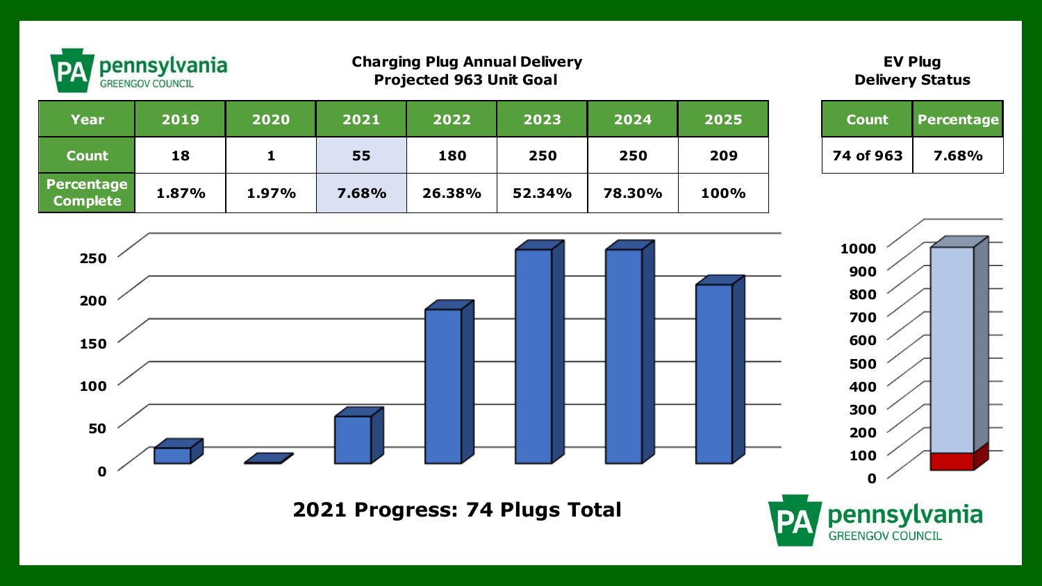pennsylvania GREENGOV COUNCIL

**Charging Plug Annual Delivery**
**Projected 963 Unit Goal**

| Year | 2019 | 2020 | 2021 | 2022 | 2023 | 2024 | 2025 |
|---|---|---|---|---|---|---|---|
| Count | 18 | 1 | 55 | 180 | 250 | 250 | 209 |
| Percentage Complete | 1.87% | 1.97% | 7.68% | 26.38% | 52.34% | 78.30% | 100% |

**EV Plug Delivery Status**

| Count | Percentage |
|---|---|
| 74 of 963 | 7.68% |

**2021 Progress: 74 Plugs Total**

pennsylvania GREENGOV COUNCIL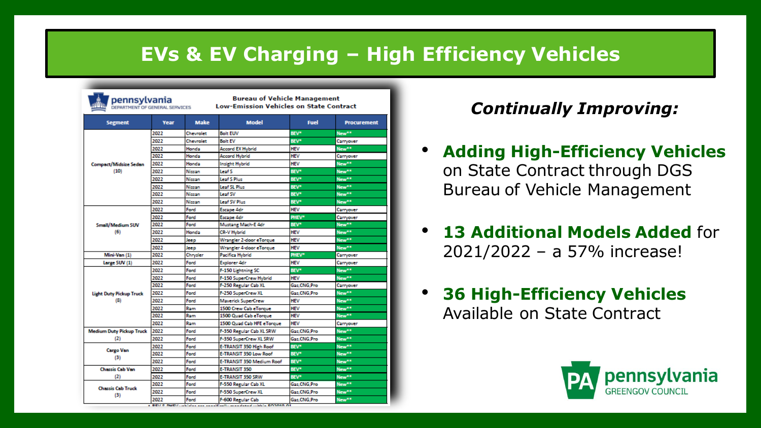# EVs & EV Charging – High Efficiency Vehicles

**pennsylvania** DEPARTMENT OF GENERAL SERVICES

**Bureau of Vehicle Management**
**Low-Emission Vehicles on State Contract**

| Segment | Year | Make | Model | Fuel | Procurement |
|---|---|---|---|---|---|
| Compact/Midsize Sedan (10) | 2022 | Chevrolet | Bolt EUV | BEV* | New** |
| | 2022 | Chevrolet | Bolt EV | BEV* | Carryover |
| | 2022 | Honda | Accord EX Hybrid | HEV | New** |
| | 2022 | Honda | Accord Hybrid | HEV | Carryover |
| | 2022 | Honda | Insight Hybrid | HEV | New** |
| | 2022 | Nissan | Leaf S | BEV* | New** |
| | 2022 | Nissan | Leaf S Plus | BEV* | New** |
| | 2022 | Nissan | Leaf SL Plus | BEV* | New** |
| | 2022 | Nissan | Leaf SV | BEV* | New** |
| | 2022 | Nissan | Leaf SV Plus | BEV* | New** |
| Small/Medium SUV (6) | 2022 | Ford | Escape 4dr | HEV | Carryover |
| | 2022 | Ford | Escape 4dr | PHEV* | Carryover |
| | 2022 | Ford | Mustang Mach-E 4dr | BEV* | New** |
| | 2022 | Honda | CR-V Hybrid | HEV | New** |
| | 2022 | Jeep | Wrangler 2-door eTorque | HEV | New** |
| | 2022 | Jeep | Wrangler 4-door eTorque | HEV | New** |
| Mini-Van (1) | 2022 | Chrysler | Pacifica Hybrid | PHEV* | Carryover |
| Large SUV (1) | 2022 | Ford | Explorer 4dr | HEV | Carryover |
| Light Duty Pickup Truck (8) | 2022 | Ford | F-150 Lightning SC | BEV* | New** |
| | 2022 | Ford | F-150 SuperCrew Hybrid | HEV | New** |
| | 2022 | Ford | F-250 Regular Cab XL | Gas,CNG,Pro | Carryover |
| | 2022 | Ford | F-250 SuperCrew XL | Gas,CNG,Pro | New** |
| | 2022 | Ford | Maverick SuperCrew | HEV | New** |
| | 2022 | Ram | 1500 Crew Cab eTorque | HEV | New** |
| | 2022 | Ram | 1500 Quad Cab eTorque | HEV | New** |
| | 2022 | Ram | 1500 Quad Cab HFE eTorque | HEV | Carryover |
| Medium Duty Pickup Truck (2) | 2022 | Ford | F-350 Regular Cab XL SRW | Gas,CNG,Pro | New** |
| | 2022 | Ford | F-350 SuperCrew XL SRW | Gas,CNG,Pro | New** |
| Cargo Van (3) | 2022 | Ford | E-TRANSIT 350 High Roof | BEV* | New** |
| | 2022 | Ford | E-TRANSIT 350 Low Roof | BEV* | New** |
| | 2022 | Ford | E-TRANSIT 350 Medium Roof | BEV* | New** |
| Chassis Cab Van (2) | 2022 | Ford | E-TRANSIT 350 | BEV* | New** |
| | 2022 | Ford | E-TRANSIT 350 SRW | BEV* | New** |
| Chassis Cab Truck (3) | 2022 | Ford | F-550 Regular Cab XL | Gas,CNG,Pro | New** |
| | 2022 | Ford | F-550 SuperCrew XL | Gas,CNG,Pro | New** |
| | 2022 | Ford | F-600 Regular Cab | Gas,CNG,Pro | New** |

* BEV & PHEV vehicles are specifically mandated within EO2019-01

## *Continually Improving:*

- **Adding High-Efficiency Vehicles** on State Contract through DGS Bureau of Vehicle Management
- **13 Additional Models Added** for 2021/2022 – a 57% increase!
- **36 High-Efficiency Vehicles** Available on State Contract

PA pennsylvania GREENGOV COUNCIL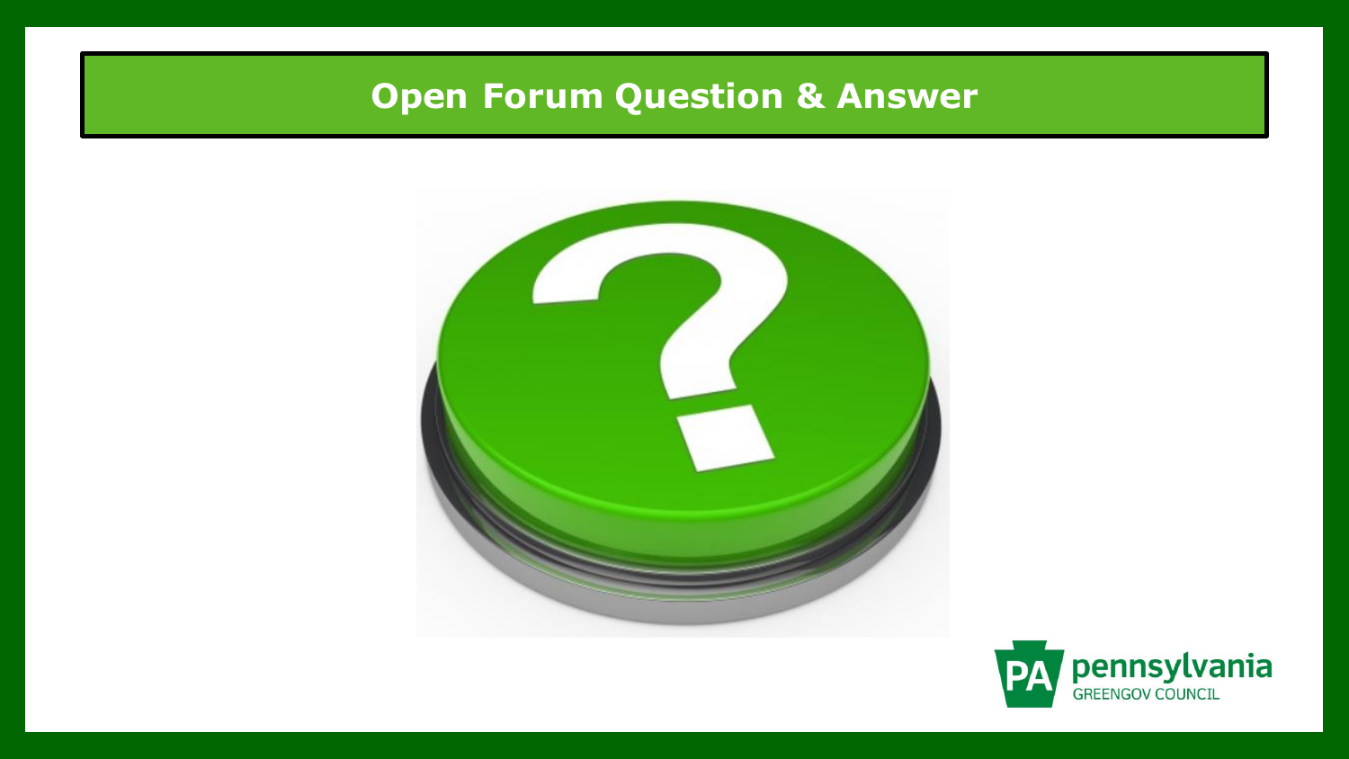# Open Forum Question & Answer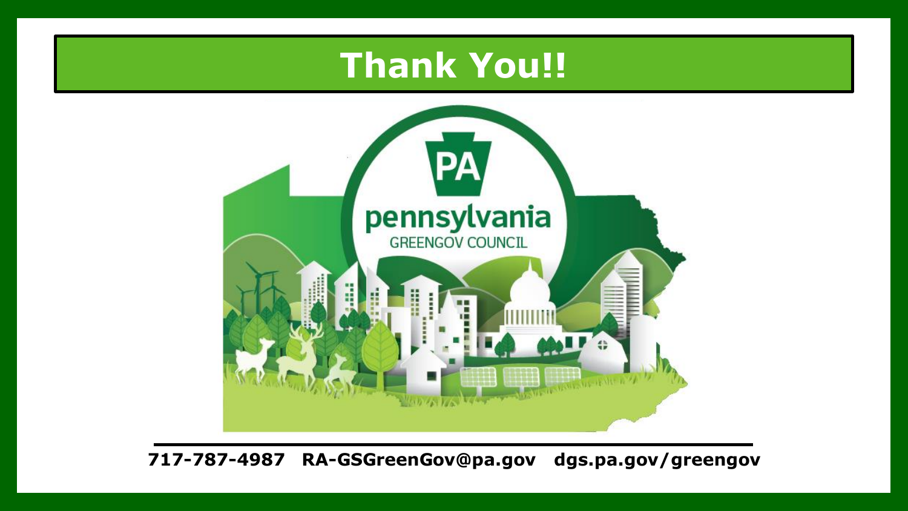# Thank You!!

PA
pennsylvania
GREENGOV COUNCIL

717-787-4987 RA-GSGreenGov@pa.gov dgs.pa.gov/greengov